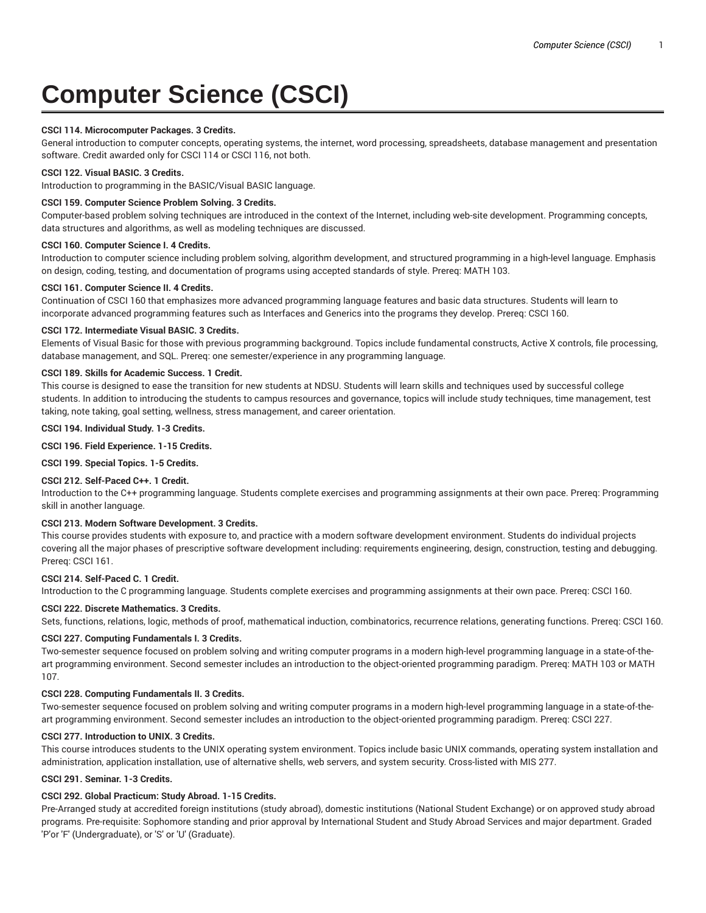# Computer Science (CSCI)

**CSCI 114. Microcomputer Packages. 3 Credits.**
General introduction to computer concepts, operating systems, the internet, word processing, spreadsheets, database management and presentation software. Credit awarded only for CSCI 114 or CSCI 116, not both.

**CSCI 122. Visual BASIC. 3 Credits.**
Introduction to programming in the BASIC/Visual BASIC language.

**CSCI 159. Computer Science Problem Solving. 3 Credits.**
Computer-based problem solving techniques are introduced in the context of the Internet, including web-site development. Programming concepts, data structures and algorithms, as well as modeling techniques are discussed.

**CSCI 160. Computer Science I. 4 Credits.**
Introduction to computer science including problem solving, algorithm development, and structured programming in a high-level language. Emphasis on design, coding, testing, and documentation of programs using accepted standards of style. Prereq: MATH 103.

**CSCI 161. Computer Science II. 4 Credits.**
Continuation of CSCI 160 that emphasizes more advanced programming language features and basic data structures. Students will learn to incorporate advanced programming features such as Interfaces and Generics into the programs they develop. Prereq: CSCI 160.

**CSCI 172. Intermediate Visual BASIC. 3 Credits.**
Elements of Visual Basic for those with previous programming background. Topics include fundamental constructs, Active X controls, file processing, database management, and SQL. Prereq: one semester/experience in any programming language.

**CSCI 189. Skills for Academic Success. 1 Credit.**
This course is designed to ease the transition for new students at NDSU. Students will learn skills and techniques used by successful college students. In addition to introducing the students to campus resources and governance, topics will include study techniques, time management, test taking, note taking, goal setting, wellness, stress management, and career orientation.

**CSCI 194. Individual Study. 1-3 Credits.**

**CSCI 196. Field Experience. 1-15 Credits.**

**CSCI 199. Special Topics. 1-5 Credits.**

**CSCI 212. Self-Paced C++. 1 Credit.**
Introduction to the C++ programming language. Students complete exercises and programming assignments at their own pace. Prereq: Programming skill in another language.

**CSCI 213. Modern Software Development. 3 Credits.**
This course provides students with exposure to, and practice with a modern software development environment. Students do individual projects covering all the major phases of prescriptive software development including: requirements engineering, design, construction, testing and debugging. Prereq: CSCI 161.

**CSCI 214. Self-Paced C. 1 Credit.**
Introduction to the C programming language. Students complete exercises and programming assignments at their own pace. Prereq: CSCI 160.

**CSCI 222. Discrete Mathematics. 3 Credits.**
Sets, functions, relations, logic, methods of proof, mathematical induction, combinatorics, recurrence relations, generating functions. Prereq: CSCI 160.

**CSCI 227. Computing Fundamentals I. 3 Credits.**
Two-semester sequence focused on problem solving and writing computer programs in a modern high-level programming language in a state-of-the-art programming environment. Second semester includes an introduction to the object-oriented programming paradigm. Prereq: MATH 103 or MATH 107.

**CSCI 228. Computing Fundamentals II. 3 Credits.**
Two-semester sequence focused on problem solving and writing computer programs in a modern high-level programming language in a state-of-the-art programming environment. Second semester includes an introduction to the object-oriented programming paradigm. Prereq: CSCI 227.

**CSCI 277. Introduction to UNIX. 3 Credits.**
This course introduces students to the UNIX operating system environment. Topics include basic UNIX commands, operating system installation and administration, application installation, use of alternative shells, web servers, and system security. Cross-listed with MIS 277.

**CSCI 291. Seminar. 1-3 Credits.**

**CSCI 292. Global Practicum: Study Abroad. 1-15 Credits.**
Pre-Arranged study at accredited foreign institutions (study abroad), domestic institutions (National Student Exchange) or on approved study abroad programs. Pre-requisite: Sophomore standing and prior approval by International Student and Study Abroad Services and major department. Graded 'P'or 'F' (Undergraduate), or 'S' or 'U' (Graduate).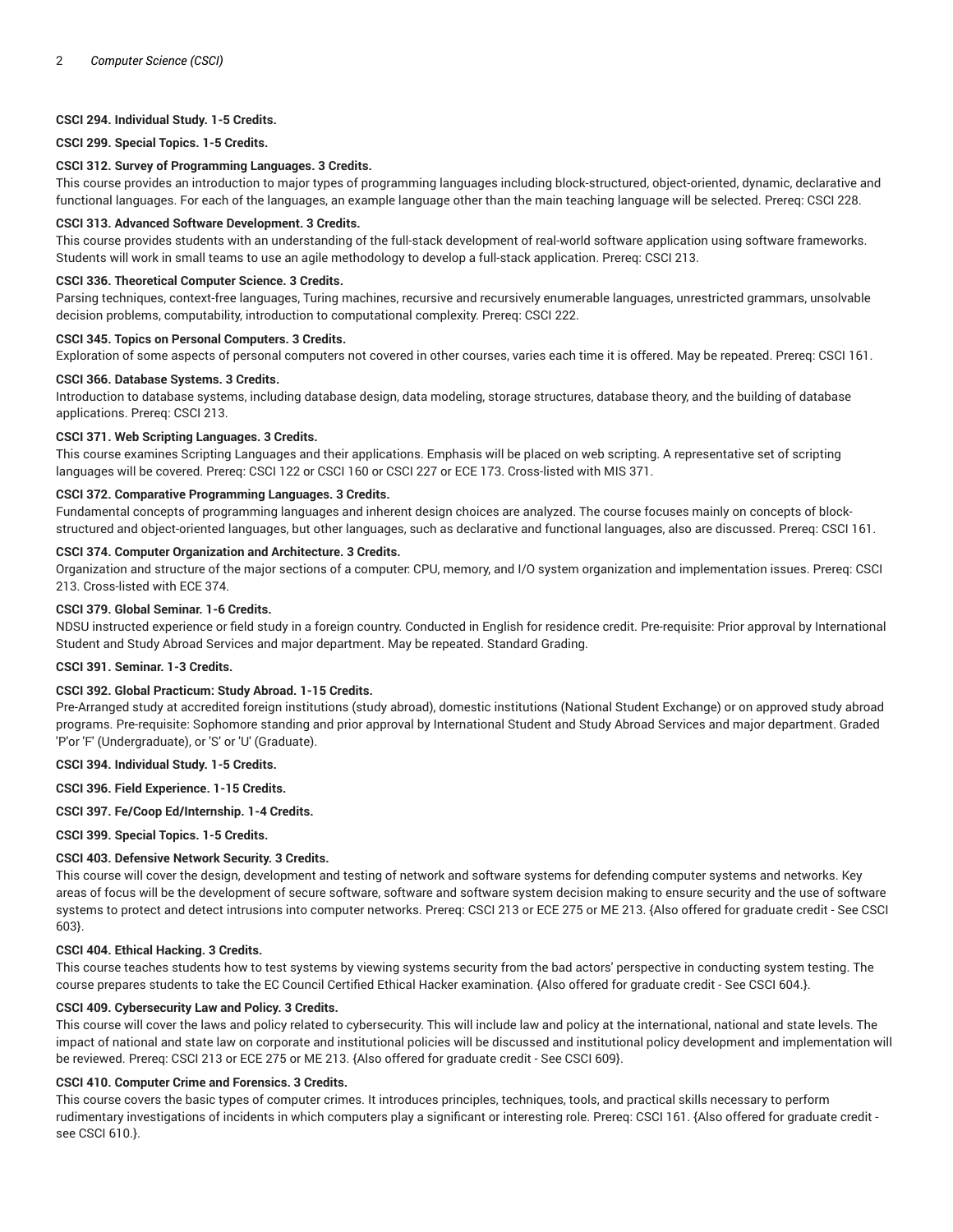**CSCI 294. Individual Study. 1-5 Credits.**

**CSCI 299. Special Topics. 1-5 Credits.**

**CSCI 312. Survey of Programming Languages. 3 Credits.**

This course provides an introduction to major types of programming languages including block-structured, object-oriented, dynamic, declarative and functional languages. For each of the languages, an example language other than the main teaching language will be selected. Prereq: CSCI 228.

**CSCI 313. Advanced Software Development. 3 Credits.**

This course provides students with an understanding of the full-stack development of real-world software application using software frameworks. Students will work in small teams to use an agile methodology to develop a full-stack application. Prereq: CSCI 213.

**CSCI 336. Theoretical Computer Science. 3 Credits.**

Parsing techniques, context-free languages, Turing machines, recursive and recursively enumerable languages, unrestricted grammars, unsolvable decision problems, computability, introduction to computational complexity. Prereq: CSCI 222.

**CSCI 345. Topics on Personal Computers. 3 Credits.**

Exploration of some aspects of personal computers not covered in other courses, varies each time it is offered. May be repeated. Prereq: CSCI 161.

**CSCI 366. Database Systems. 3 Credits.**

Introduction to database systems, including database design, data modeling, storage structures, database theory, and the building of database applications. Prereq: CSCI 213.

**CSCI 371. Web Scripting Languages. 3 Credits.**

This course examines Scripting Languages and their applications. Emphasis will be placed on web scripting. A representative set of scripting languages will be covered. Prereq: CSCI 122 or CSCI 160 or CSCI 227 or ECE 173. Cross-listed with MIS 371.

**CSCI 372. Comparative Programming Languages. 3 Credits.**

Fundamental concepts of programming languages and inherent design choices are analyzed. The course focuses mainly on concepts of block-structured and object-oriented languages, but other languages, such as declarative and functional languages, also are discussed. Prereq: CSCI 161.

**CSCI 374. Computer Organization and Architecture. 3 Credits.**

Organization and structure of the major sections of a computer: CPU, memory, and I/O system organization and implementation issues. Prereq: CSCI 213. Cross-listed with ECE 374.

**CSCI 379. Global Seminar. 1-6 Credits.**

NDSU instructed experience or field study in a foreign country. Conducted in English for residence credit. Pre-requisite: Prior approval by International Student and Study Abroad Services and major department. May be repeated. Standard Grading.

**CSCI 391. Seminar. 1-3 Credits.**

**CSCI 392. Global Practicum: Study Abroad. 1-15 Credits.**

Pre-Arranged study at accredited foreign institutions (study abroad), domestic institutions (National Student Exchange) or on approved study abroad programs. Pre-requisite: Sophomore standing and prior approval by International Student and Study Abroad Services and major department. Graded 'P'or 'F' (Undergraduate), or 'S' or 'U' (Graduate).

**CSCI 394. Individual Study. 1-5 Credits.**

**CSCI 396. Field Experience. 1-15 Credits.**

**CSCI 397. Fe/Coop Ed/Internship. 1-4 Credits.**

**CSCI 399. Special Topics. 1-5 Credits.**

**CSCI 403. Defensive Network Security. 3 Credits.**

This course will cover the design, development and testing of network and software systems for defending computer systems and networks. Key areas of focus will be the development of secure software, software and software system decision making to ensure security and the use of software systems to protect and detect intrusions into computer networks. Prereq: CSCI 213 or ECE 275 or ME 213. {Also offered for graduate credit - See CSCI 603}.

**CSCI 404. Ethical Hacking. 3 Credits.**

This course teaches students how to test systems by viewing systems security from the bad actors' perspective in conducting system testing. The course prepares students to take the EC Council Certified Ethical Hacker examination. {Also offered for graduate credit - See CSCI 604.}.

**CSCI 409. Cybersecurity Law and Policy. 3 Credits.**

This course will cover the laws and policy related to cybersecurity. This will include law and policy at the international, national and state levels. The impact of national and state law on corporate and institutional policies will be discussed and institutional policy development and implementation will be reviewed. Prereq: CSCI 213 or ECE 275 or ME 213. {Also offered for graduate credit - See CSCI 609}.

**CSCI 410. Computer Crime and Forensics. 3 Credits.**

This course covers the basic types of computer crimes. It introduces principles, techniques, tools, and practical skills necessary to perform rudimentary investigations of incidents in which computers play a significant or interesting role. Prereq: CSCI 161. {Also offered for graduate credit - see CSCI 610.}.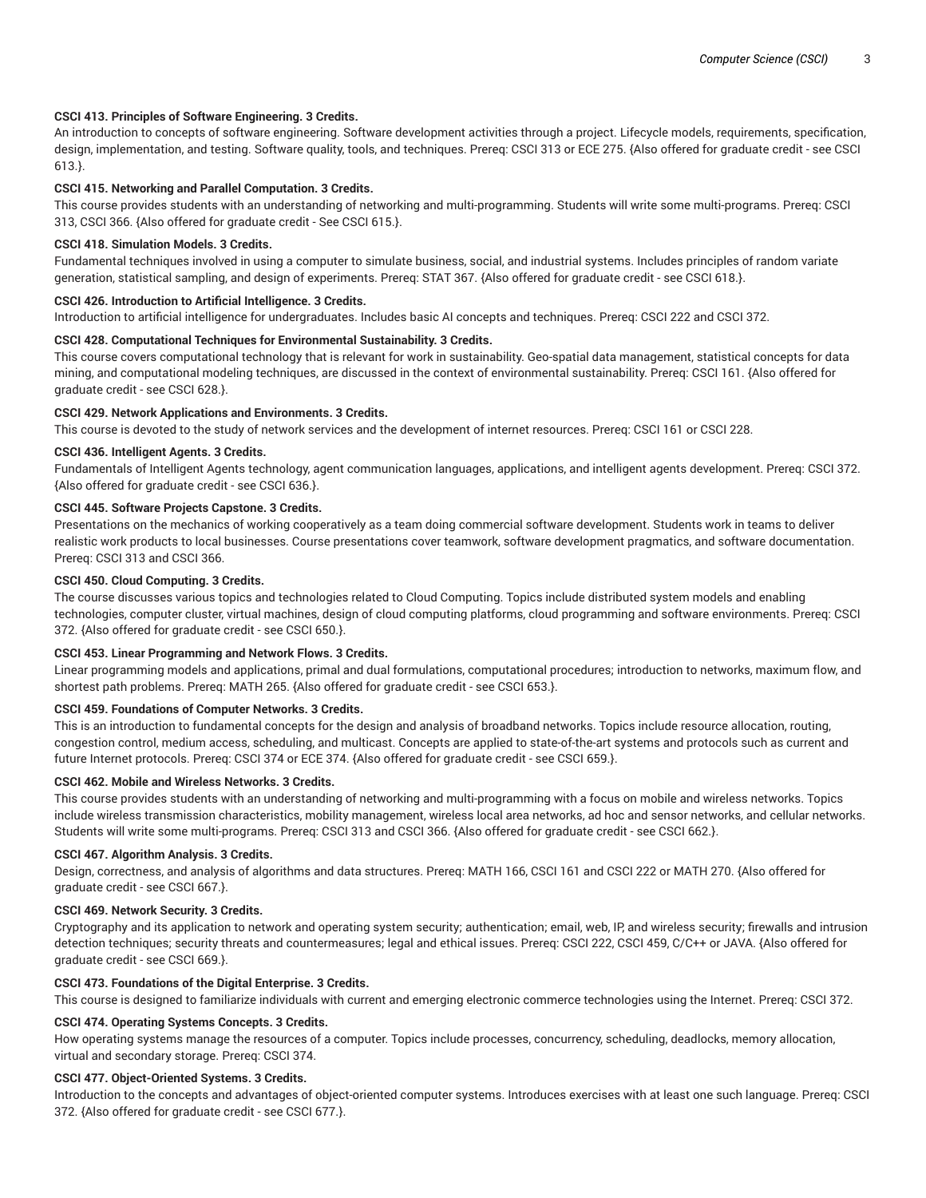**CSCI 413. Principles of Software Engineering. 3 Credits.**

An introduction to concepts of software engineering. Software development activities through a project. Lifecycle models, requirements, specification, design, implementation, and testing. Software quality, tools, and techniques. Prereq: CSCI 313 or ECE 275. {Also offered for graduate credit - see CSCI 613.}.

**CSCI 415. Networking and Parallel Computation. 3 Credits.**

This course provides students with an understanding of networking and multi-programming. Students will write some multi-programs. Prereq: CSCI 313, CSCI 366. {Also offered for graduate credit - See CSCI 615.}.

**CSCI 418. Simulation Models. 3 Credits.**

Fundamental techniques involved in using a computer to simulate business, social, and industrial systems. Includes principles of random variate generation, statistical sampling, and design of experiments. Prereq: STAT 367. {Also offered for graduate credit - see CSCI 618.}.

**CSCI 426. Introduction to Artificial Intelligence. 3 Credits.**

Introduction to artificial intelligence for undergraduates. Includes basic AI concepts and techniques. Prereq: CSCI 222 and CSCI 372.

**CSCI 428. Computational Techniques for Environmental Sustainability. 3 Credits.**

This course covers computational technology that is relevant for work in sustainability. Geo-spatial data management, statistical concepts for data mining, and computational modeling techniques, are discussed in the context of environmental sustainability. Prereq: CSCI 161. {Also offered for graduate credit - see CSCI 628.}.

**CSCI 429. Network Applications and Environments. 3 Credits.**

This course is devoted to the study of network services and the development of internet resources. Prereq: CSCI 161 or CSCI 228.

**CSCI 436. Intelligent Agents. 3 Credits.**

Fundamentals of Intelligent Agents technology, agent communication languages, applications, and intelligent agents development. Prereq: CSCI 372. {Also offered for graduate credit - see CSCI 636.}.

**CSCI 445. Software Projects Capstone. 3 Credits.**

Presentations on the mechanics of working cooperatively as a team doing commercial software development. Students work in teams to deliver realistic work products to local businesses. Course presentations cover teamwork, software development pragmatics, and software documentation. Prereq: CSCI 313 and CSCI 366.

**CSCI 450. Cloud Computing. 3 Credits.**

The course discusses various topics and technologies related to Cloud Computing. Topics include distributed system models and enabling technologies, computer cluster, virtual machines, design of cloud computing platforms, cloud programming and software environments. Prereq: CSCI 372. {Also offered for graduate credit - see CSCI 650.}.

**CSCI 453. Linear Programming and Network Flows. 3 Credits.**

Linear programming models and applications, primal and dual formulations, computational procedures; introduction to networks, maximum flow, and shortest path problems. Prereq: MATH 265. {Also offered for graduate credit - see CSCI 653.}.

**CSCI 459. Foundations of Computer Networks. 3 Credits.**

This is an introduction to fundamental concepts for the design and analysis of broadband networks. Topics include resource allocation, routing, congestion control, medium access, scheduling, and multicast. Concepts are applied to state-of-the-art systems and protocols such as current and future Internet protocols. Prereq: CSCI 374 or ECE 374. {Also offered for graduate credit - see CSCI 659.}.

**CSCI 462. Mobile and Wireless Networks. 3 Credits.**

This course provides students with an understanding of networking and multi-programming with a focus on mobile and wireless networks. Topics include wireless transmission characteristics, mobility management, wireless local area networks, ad hoc and sensor networks, and cellular networks. Students will write some multi-programs. Prereq: CSCI 313 and CSCI 366. {Also offered for graduate credit - see CSCI 662.}.

**CSCI 467. Algorithm Analysis. 3 Credits.**

Design, correctness, and analysis of algorithms and data structures. Prereq: MATH 166, CSCI 161 and CSCI 222 or MATH 270. {Also offered for graduate credit - see CSCI 667.}.

**CSCI 469. Network Security. 3 Credits.**

Cryptography and its application to network and operating system security; authentication; email, web, IP, and wireless security; firewalls and intrusion detection techniques; security threats and countermeasures; legal and ethical issues. Prereq: CSCI 222, CSCI 459, C/C++ or JAVA. {Also offered for graduate credit - see CSCI 669.}.

**CSCI 473. Foundations of the Digital Enterprise. 3 Credits.**

This course is designed to familiarize individuals with current and emerging electronic commerce technologies using the Internet. Prereq: CSCI 372.

**CSCI 474. Operating Systems Concepts. 3 Credits.**

How operating systems manage the resources of a computer. Topics include processes, concurrency, scheduling, deadlocks, memory allocation, virtual and secondary storage. Prereq: CSCI 374.

**CSCI 477. Object-Oriented Systems. 3 Credits.**

Introduction to the concepts and advantages of object-oriented computer systems. Introduces exercises with at least one such language. Prereq: CSCI 372. {Also offered for graduate credit - see CSCI 677.}.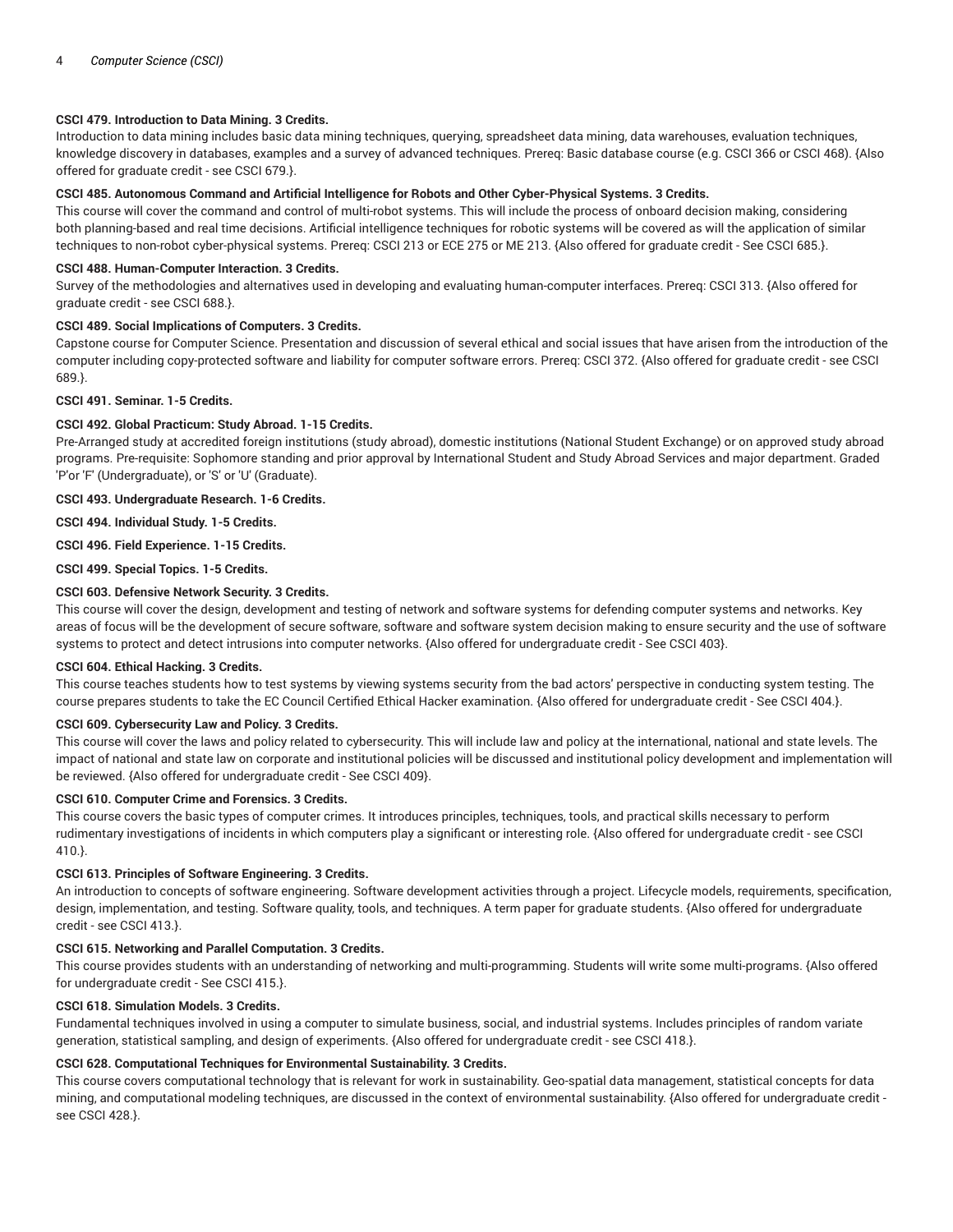**CSCI 479. Introduction to Data Mining. 3 Credits.**

Introduction to data mining includes basic data mining techniques, querying, spreadsheet data mining, data warehouses, evaluation techniques, knowledge discovery in databases, examples and a survey of advanced techniques. Prereq: Basic database course (e.g. CSCI 366 or CSCI 468). {Also offered for graduate credit - see CSCI 679.}.

**CSCI 485. Autonomous Command and Artificial Intelligence for Robots and Other Cyber-Physical Systems. 3 Credits.**

This course will cover the command and control of multi-robot systems. This will include the process of onboard decision making, considering both planning-based and real time decisions. Artificial intelligence techniques for robotic systems will be covered as will the application of similar techniques to non-robot cyber-physical systems. Prereq: CSCI 213 or ECE 275 or ME 213. {Also offered for graduate credit - See CSCI 685.}.

**CSCI 488. Human-Computer Interaction. 3 Credits.**

Survey of the methodologies and alternatives used in developing and evaluating human-computer interfaces. Prereq: CSCI 313. {Also offered for graduate credit - see CSCI 688.}.

**CSCI 489. Social Implications of Computers. 3 Credits.**

Capstone course for Computer Science. Presentation and discussion of several ethical and social issues that have arisen from the introduction of the computer including copy-protected software and liability for computer software errors. Prereq: CSCI 372. {Also offered for graduate credit - see CSCI 689.}.

**CSCI 491. Seminar. 1-5 Credits.**

**CSCI 492. Global Practicum: Study Abroad. 1-15 Credits.**

Pre-Arranged study at accredited foreign institutions (study abroad), domestic institutions (National Student Exchange) or on approved study abroad programs. Pre-requisite: Sophomore standing and prior approval by International Student and Study Abroad Services and major department. Graded 'P'or 'F' (Undergraduate), or 'S' or 'U' (Graduate).

**CSCI 493. Undergraduate Research. 1-6 Credits.**

**CSCI 494. Individual Study. 1-5 Credits.**

**CSCI 496. Field Experience. 1-15 Credits.**

**CSCI 499. Special Topics. 1-5 Credits.**

**CSCI 603. Defensive Network Security. 3 Credits.**

This course will cover the design, development and testing of network and software systems for defending computer systems and networks. Key areas of focus will be the development of secure software, software and software system decision making to ensure security and the use of software systems to protect and detect intrusions into computer networks. {Also offered for undergraduate credit - See CSCI 403}.

**CSCI 604. Ethical Hacking. 3 Credits.**

This course teaches students how to test systems by viewing systems security from the bad actors' perspective in conducting system testing. The course prepares students to take the EC Council Certified Ethical Hacker examination. {Also offered for undergraduate credit - See CSCI 404.}.

**CSCI 609. Cybersecurity Law and Policy. 3 Credits.**

This course will cover the laws and policy related to cybersecurity. This will include law and policy at the international, national and state levels. The impact of national and state law on corporate and institutional policies will be discussed and institutional policy development and implementation will be reviewed. {Also offered for undergraduate credit - See CSCI 409}.

**CSCI 610. Computer Crime and Forensics. 3 Credits.**

This course covers the basic types of computer crimes. It introduces principles, techniques, tools, and practical skills necessary to perform rudimentary investigations of incidents in which computers play a significant or interesting role. {Also offered for undergraduate credit - see CSCI 410.}.

**CSCI 613. Principles of Software Engineering. 3 Credits.**

An introduction to concepts of software engineering. Software development activities through a project. Lifecycle models, requirements, specification, design, implementation, and testing. Software quality, tools, and techniques. A term paper for graduate students. {Also offered for undergraduate credit - see CSCI 413.}.

**CSCI 615. Networking and Parallel Computation. 3 Credits.**

This course provides students with an understanding of networking and multi-programming. Students will write some multi-programs. {Also offered for undergraduate credit - See CSCI 415.}.

**CSCI 618. Simulation Models. 3 Credits.**

Fundamental techniques involved in using a computer to simulate business, social, and industrial systems. Includes principles of random variate generation, statistical sampling, and design of experiments. {Also offered for undergraduate credit - see CSCI 418.}.

**CSCI 628. Computational Techniques for Environmental Sustainability. 3 Credits.**

This course covers computational technology that is relevant for work in sustainability. Geo-spatial data management, statistical concepts for data mining, and computational modeling techniques, are discussed in the context of environmental sustainability. {Also offered for undergraduate credit - see CSCI 428.}.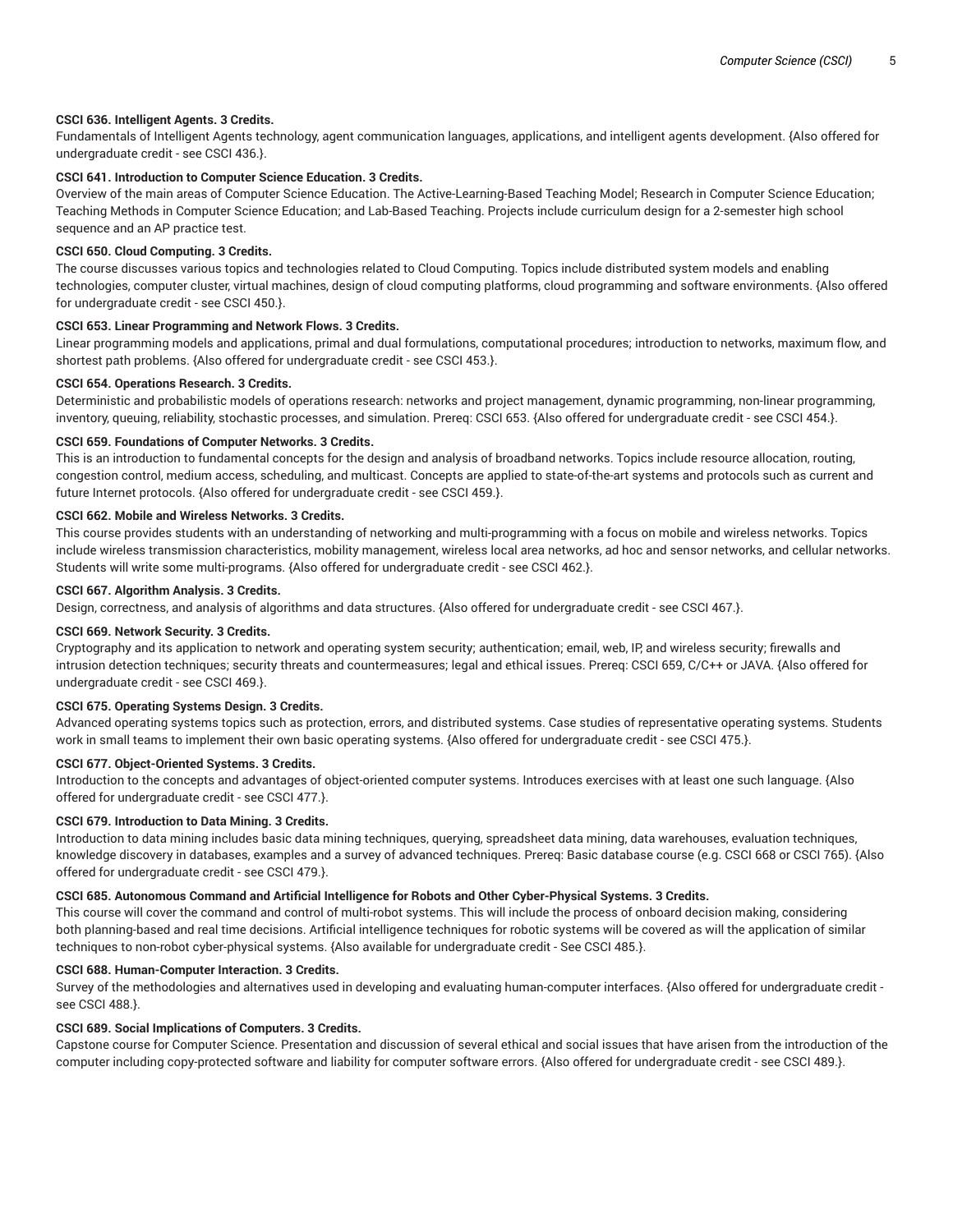**CSCI 636. Intelligent Agents. 3 Credits.**
Fundamentals of Intelligent Agents technology, agent communication languages, applications, and intelligent agents development. {Also offered for undergraduate credit - see CSCI 436.}.

**CSCI 641. Introduction to Computer Science Education. 3 Credits.**
Overview of the main areas of Computer Science Education. The Active-Learning-Based Teaching Model; Research in Computer Science Education; Teaching Methods in Computer Science Education; and Lab-Based Teaching. Projects include curriculum design for a 2-semester high school sequence and an AP practice test.

**CSCI 650. Cloud Computing. 3 Credits.**
The course discusses various topics and technologies related to Cloud Computing. Topics include distributed system models and enabling technologies, computer cluster, virtual machines, design of cloud computing platforms, cloud programming and software environments. {Also offered for undergraduate credit - see CSCI 450.}.

**CSCI 653. Linear Programming and Network Flows. 3 Credits.**
Linear programming models and applications, primal and dual formulations, computational procedures; introduction to networks, maximum flow, and shortest path problems. {Also offered for undergraduate credit - see CSCI 453.}.

**CSCI 654. Operations Research. 3 Credits.**
Deterministic and probabilistic models of operations research: networks and project management, dynamic programming, non-linear programming, inventory, queuing, reliability, stochastic processes, and simulation. Prereq: CSCI 653. {Also offered for undergraduate credit - see CSCI 454.}.

**CSCI 659. Foundations of Computer Networks. 3 Credits.**
This is an introduction to fundamental concepts for the design and analysis of broadband networks. Topics include resource allocation, routing, congestion control, medium access, scheduling, and multicast. Concepts are applied to state-of-the-art systems and protocols such as current and future Internet protocols. {Also offered for undergraduate credit - see CSCI 459.}.

**CSCI 662. Mobile and Wireless Networks. 3 Credits.**
This course provides students with an understanding of networking and multi-programming with a focus on mobile and wireless networks. Topics include wireless transmission characteristics, mobility management, wireless local area networks, ad hoc and sensor networks, and cellular networks. Students will write some multi-programs. {Also offered for undergraduate credit - see CSCI 462.}.

**CSCI 667. Algorithm Analysis. 3 Credits.**
Design, correctness, and analysis of algorithms and data structures. {Also offered for undergraduate credit - see CSCI 467.}.

**CSCI 669. Network Security. 3 Credits.**
Cryptography and its application to network and operating system security; authentication; email, web, IP, and wireless security; firewalls and intrusion detection techniques; security threats and countermeasures; legal and ethical issues. Prereq: CSCI 659, C/C++ or JAVA. {Also offered for undergraduate credit - see CSCI 469.}.

**CSCI 675. Operating Systems Design. 3 Credits.**
Advanced operating systems topics such as protection, errors, and distributed systems. Case studies of representative operating systems. Students work in small teams to implement their own basic operating systems. {Also offered for undergraduate credit - see CSCI 475.}.

**CSCI 677. Object-Oriented Systems. 3 Credits.**
Introduction to the concepts and advantages of object-oriented computer systems. Introduces exercises with at least one such language. {Also offered for undergraduate credit - see CSCI 477.}.

**CSCI 679. Introduction to Data Mining. 3 Credits.**
Introduction to data mining includes basic data mining techniques, querying, spreadsheet data mining, data warehouses, evaluation techniques, knowledge discovery in databases, examples and a survey of advanced techniques. Prereq: Basic database course (e.g. CSCI 668 or CSCI 765). {Also offered for undergraduate credit - see CSCI 479.}.

**CSCI 685. Autonomous Command and Artificial Intelligence for Robots and Other Cyber-Physical Systems. 3 Credits.**
This course will cover the command and control of multi-robot systems. This will include the process of onboard decision making, considering both planning-based and real time decisions. Artificial intelligence techniques for robotic systems will be covered as will the application of similar techniques to non-robot cyber-physical systems. {Also available for undergraduate credit - See CSCI 485.}.

**CSCI 688. Human-Computer Interaction. 3 Credits.**
Survey of the methodologies and alternatives used in developing and evaluating human-computer interfaces. {Also offered for undergraduate credit - see CSCI 488.}.

**CSCI 689. Social Implications of Computers. 3 Credits.**
Capstone course for Computer Science. Presentation and discussion of several ethical and social issues that have arisen from the introduction of the computer including copy-protected software and liability for computer software errors. {Also offered for undergraduate credit - see CSCI 489.}.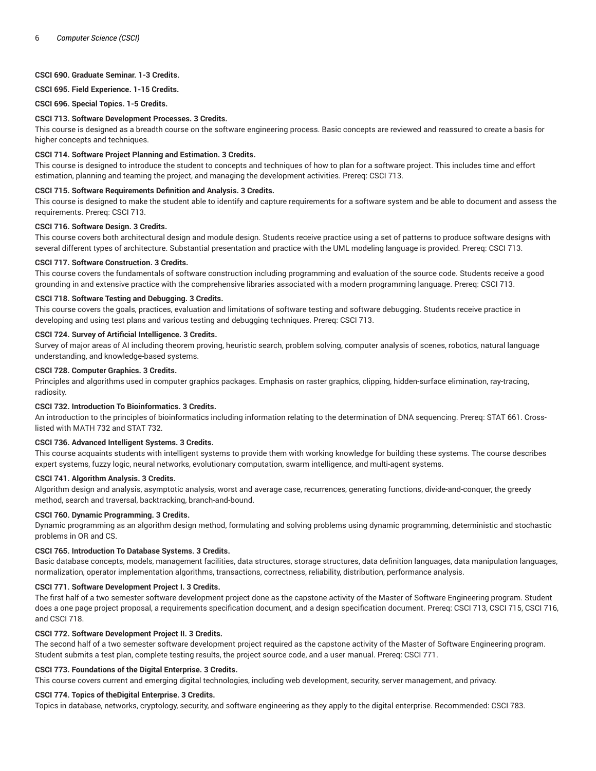**CSCI 690. Graduate Seminar. 1-3 Credits.**

**CSCI 695. Field Experience. 1-15 Credits.**

**CSCI 696. Special Topics. 1-5 Credits.**

**CSCI 713. Software Development Processes. 3 Credits.**

This course is designed as a breadth course on the software engineering process. Basic concepts are reviewed and reassured to create a basis for higher concepts and techniques.

**CSCI 714. Software Project Planning and Estimation. 3 Credits.**

This course is designed to introduce the student to concepts and techniques of how to plan for a software project. This includes time and effort estimation, planning and teaming the project, and managing the development activities. Prereq: CSCI 713.

**CSCI 715. Software Requirements Definition and Analysis. 3 Credits.**

This course is designed to make the student able to identify and capture requirements for a software system and be able to document and assess the requirements. Prereq: CSCI 713.

**CSCI 716. Software Design. 3 Credits.**

This course covers both architectural design and module design. Students receive practice using a set of patterns to produce software designs with several different types of architecture. Substantial presentation and practice with the UML modeling language is provided. Prereq: CSCI 713.

**CSCI 717. Software Construction. 3 Credits.**

This course covers the fundamentals of software construction including programming and evaluation of the source code. Students receive a good grounding in and extensive practice with the comprehensive libraries associated with a modern programming language. Prereq: CSCI 713.

**CSCI 718. Software Testing and Debugging. 3 Credits.**

This course covers the goals, practices, evaluation and limitations of software testing and software debugging. Students receive practice in developing and using test plans and various testing and debugging techniques. Prereq: CSCI 713.

**CSCI 724. Survey of Artificial Intelligence. 3 Credits.**

Survey of major areas of AI including theorem proving, heuristic search, problem solving, computer analysis of scenes, robotics, natural language understanding, and knowledge-based systems.

**CSCI 728. Computer Graphics. 3 Credits.**

Principles and algorithms used in computer graphics packages. Emphasis on raster graphics, clipping, hidden-surface elimination, ray-tracing, radiosity.

**CSCI 732. Introduction To Bioinformatics. 3 Credits.**

An introduction to the principles of bioinformatics including information relating to the determination of DNA sequencing. Prereq: STAT 661. Cross-listed with MATH 732 and STAT 732.

**CSCI 736. Advanced Intelligent Systems. 3 Credits.**

This course acquaints students with intelligent systems to provide them with working knowledge for building these systems. The course describes expert systems, fuzzy logic, neural networks, evolutionary computation, swarm intelligence, and multi-agent systems.

**CSCI 741. Algorithm Analysis. 3 Credits.**

Algorithm design and analysis, asymptotic analysis, worst and average case, recurrences, generating functions, divide-and-conquer, the greedy method, search and traversal, backtracking, branch-and-bound.

**CSCI 760. Dynamic Programming. 3 Credits.**

Dynamic programming as an algorithm design method, formulating and solving problems using dynamic programming, deterministic and stochastic problems in OR and CS.

**CSCI 765. Introduction To Database Systems. 3 Credits.**

Basic database concepts, models, management facilities, data structures, storage structures, data definition languages, data manipulation languages, normalization, operator implementation algorithms, transactions, correctness, reliability, distribution, performance analysis.

**CSCI 771. Software Development Project I. 3 Credits.**

The first half of a two semester software development project done as the capstone activity of the Master of Software Engineering program. Student does a one page project proposal, a requirements specification document, and a design specification document. Prereq: CSCI 713, CSCI 715, CSCI 716, and CSCI 718.

**CSCI 772. Software Development Project II. 3 Credits.**

The second half of a two semester software development project required as the capstone activity of the Master of Software Engineering program. Student submits a test plan, complete testing results, the project source code, and a user manual. Prereq: CSCI 771.

**CSCI 773. Foundations of the Digital Enterprise. 3 Credits.**

This course covers current and emerging digital technologies, including web development, security, server management, and privacy.

**CSCI 774. Topics of theDigital Enterprise. 3 Credits.**

Topics in database, networks, cryptology, security, and software engineering as they apply to the digital enterprise. Recommended: CSCI 783.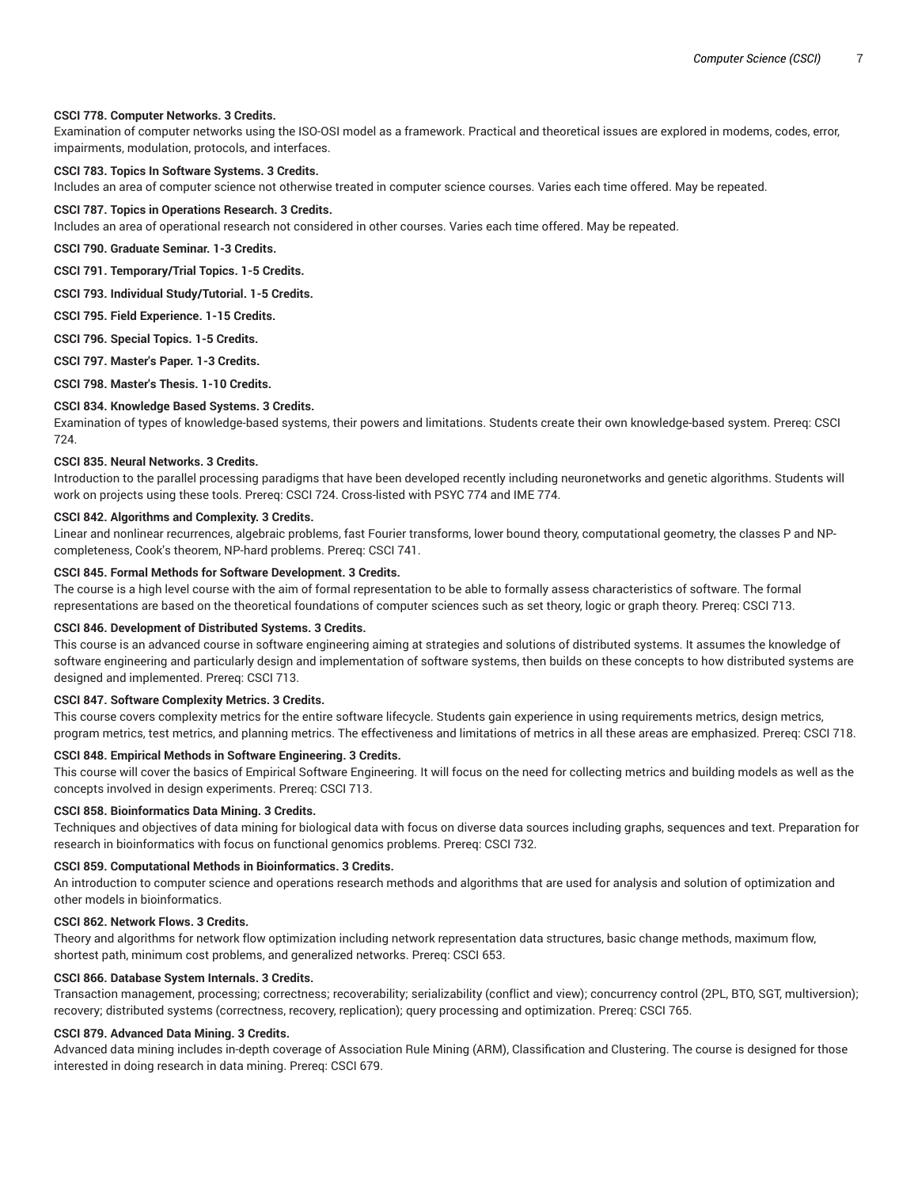**CSCI 778. Computer Networks. 3 Credits.**
Examination of computer networks using the ISO-OSI model as a framework. Practical and theoretical issues are explored in modems, codes, error, impairments, modulation, protocols, and interfaces.

**CSCI 783. Topics In Software Systems. 3 Credits.**
Includes an area of computer science not otherwise treated in computer science courses. Varies each time offered. May be repeated.

**CSCI 787. Topics in Operations Research. 3 Credits.**
Includes an area of operational research not considered in other courses. Varies each time offered. May be repeated.

**CSCI 790. Graduate Seminar. 1-3 Credits.**

**CSCI 791. Temporary/Trial Topics. 1-5 Credits.**

**CSCI 793. Individual Study/Tutorial. 1-5 Credits.**

**CSCI 795. Field Experience. 1-15 Credits.**

**CSCI 796. Special Topics. 1-5 Credits.**

**CSCI 797. Master's Paper. 1-3 Credits.**

**CSCI 798. Master's Thesis. 1-10 Credits.**

**CSCI 834. Knowledge Based Systems. 3 Credits.**
Examination of types of knowledge-based systems, their powers and limitations. Students create their own knowledge-based system. Prereq: CSCI 724.

**CSCI 835. Neural Networks. 3 Credits.**
Introduction to the parallel processing paradigms that have been developed recently including neuronetworks and genetic algorithms. Students will work on projects using these tools. Prereq: CSCI 724. Cross-listed with PSYC 774 and IME 774.

**CSCI 842. Algorithms and Complexity. 3 Credits.**
Linear and nonlinear recurrences, algebraic problems, fast Fourier transforms, lower bound theory, computational geometry, the classes P and NP-completeness, Cook's theorem, NP-hard problems. Prereq: CSCI 741.

**CSCI 845. Formal Methods for Software Development. 3 Credits.**
The course is a high level course with the aim of formal representation to be able to formally assess characteristics of software. The formal representations are based on the theoretical foundations of computer sciences such as set theory, logic or graph theory. Prereq: CSCI 713.

**CSCI 846. Development of Distributed Systems. 3 Credits.**
This course is an advanced course in software engineering aiming at strategies and solutions of distributed systems. It assumes the knowledge of software engineering and particularly design and implementation of software systems, then builds on these concepts to how distributed systems are designed and implemented. Prereq: CSCI 713.

**CSCI 847. Software Complexity Metrics. 3 Credits.**
This course covers complexity metrics for the entire software lifecycle. Students gain experience in using requirements metrics, design metrics, program metrics, test metrics, and planning metrics. The effectiveness and limitations of metrics in all these areas are emphasized. Prereq: CSCI 718.

**CSCI 848. Empirical Methods in Software Engineering. 3 Credits.**
This course will cover the basics of Empirical Software Engineering. It will focus on the need for collecting metrics and building models as well as the concepts involved in design experiments. Prereq: CSCI 713.

**CSCI 858. Bioinformatics Data Mining. 3 Credits.**
Techniques and objectives of data mining for biological data with focus on diverse data sources including graphs, sequences and text. Preparation for research in bioinformatics with focus on functional genomics problems. Prereq: CSCI 732.

**CSCI 859. Computational Methods in Bioinformatics. 3 Credits.**
An introduction to computer science and operations research methods and algorithms that are used for analysis and solution of optimization and other models in bioinformatics.

**CSCI 862. Network Flows. 3 Credits.**
Theory and algorithms for network flow optimization including network representation data structures, basic change methods, maximum flow, shortest path, minimum cost problems, and generalized networks. Prereq: CSCI 653.

**CSCI 866. Database System Internals. 3 Credits.**
Transaction management, processing; correctness; recoverability; serializability (conflict and view); concurrency control (2PL, BTO, SGT, multiversion); recovery; distributed systems (correctness, recovery, replication); query processing and optimization. Prereq: CSCI 765.

**CSCI 879. Advanced Data Mining. 3 Credits.**
Advanced data mining includes in-depth coverage of Association Rule Mining (ARM), Classification and Clustering. The course is designed for those interested in doing research in data mining. Prereq: CSCI 679.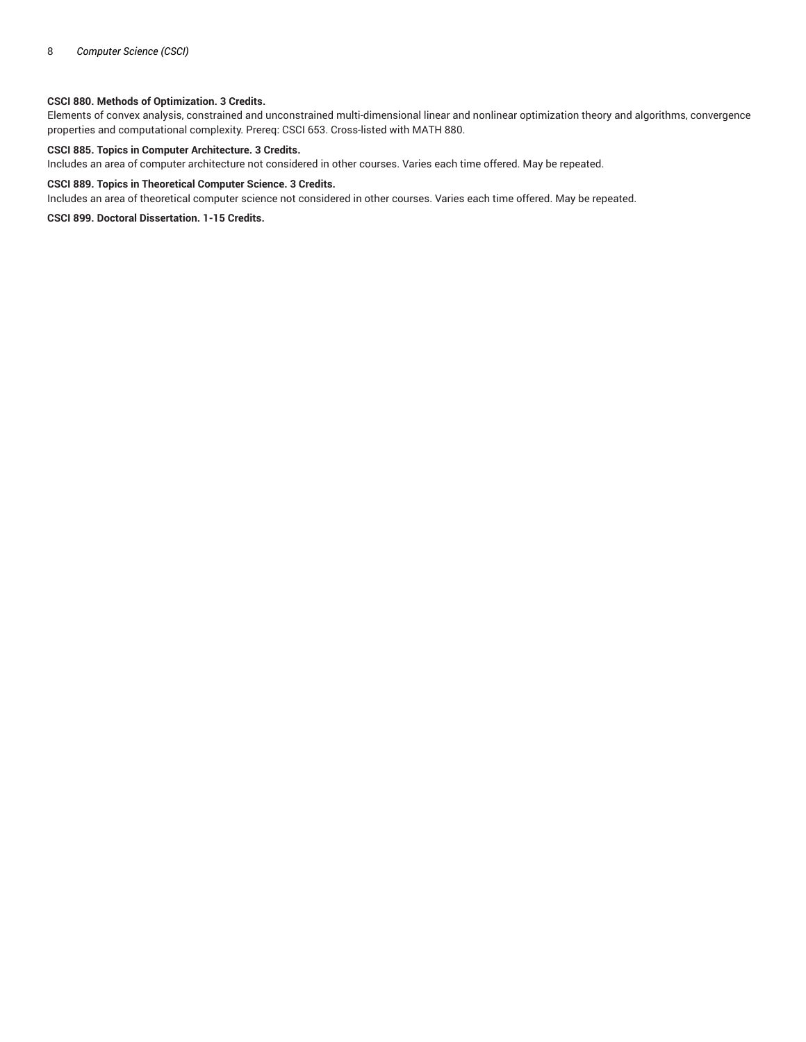**CSCI 880. Methods of Optimization. 3 Credits.**
Elements of convex analysis, constrained and unconstrained multi-dimensional linear and nonlinear optimization theory and algorithms, convergence properties and computational complexity. Prereq: CSCI 653. Cross-listed with MATH 880.

**CSCI 885. Topics in Computer Architecture. 3 Credits.**
Includes an area of computer architecture not considered in other courses. Varies each time offered. May be repeated.

**CSCI 889. Topics in Theoretical Computer Science. 3 Credits.**
Includes an area of theoretical computer science not considered in other courses. Varies each time offered. May be repeated.

**CSCI 899. Doctoral Dissertation. 1-15 Credits.**